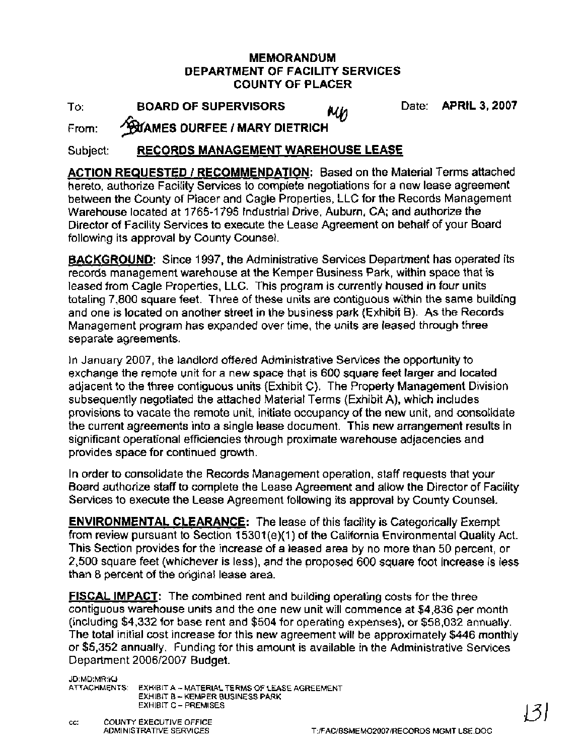**MEMORANDUM**
**DEPARTMENT OF FACILITY SERVICES**
**COUNTY OF PLACER**

To: **BOARD OF SUPERVISORS** Date: **APRIL 3, 2007**

From: **JAMES DURFEE / MARY DIETRICH**

Subject: **RECORDS MANAGEMENT WAREHOUSE LEASE**

**ACTION REQUESTED / RECOMMENDATION:** Based on the Material Terms attached hereto, authorize Facility Services to complete negotiations for a new lease agreement between the County of Placer and Cagle Properties, LLC for the Records Management Warehouse located at 1765-1795 Industrial Drive, Auburn, CA; and authorize the Director of Facility Services to execute the Lease Agreement on behalf of your Board following its approval by County Counsel.

**BACKGROUND:** Since 1997, the Administrative Services Department has operated its records management warehouse at the Kemper Business Park, within space that is leased from Cagle Properties, LLC. This program is currently housed in four units totaling 7,800 square feet. Three of these units are contiguous within the same building and one is located on another street in the business park (Exhibit B). As the Records Management program has expanded over time, the units are leased through three separate agreements.

In January 2007, the landlord offered Administrative Services the opportunity to exchange the remote unit for a new space that is 600 square feet larger and located adjacent to the three contiguous units (Exhibit C). The Property Management Division subsequently negotiated the attached Material Terms (Exhibit A), which includes provisions to vacate the remote unit, initiate occupancy of the new unit, and consolidate the current agreements into a single lease document. This new arrangement results in significant operational efficiencies through proximate warehouse adjacencies and provides space for continued growth.

In order to consolidate the Records Management operation, staff requests that your Board authorize staff to complete the Lease Agreement and allow the Director of Facility Services to execute the Lease Agreement following its approval by County Counsel.

**ENVIRONMENTAL CLEARANCE:** The lease of this facility is Categorically Exempt from review pursuant to Section 15301(e)(1) of the California Environmental Quality Act. This Section provides for the increase of a leased area by no more than 50 percent, or 2,500 square feet (whichever is less), and the proposed 600 square foot increase is less than 8 percent of the original lease area.

**FISCAL IMPACT:** The combined rent and building operating costs for the three contiguous warehouse units and the one new unit will commence at $4,836 per month (including $4,332 for base rent and $504 for operating expenses), or $58,032 annually. The total initial cost increase for this new agreement will be approximately $446 monthly or $5,352 annually. Funding for this amount is available in the Administrative Services Department 2006/2007 Budget.

JD:MD:MR:KJ

ATTACHMENTS: EXHIBIT A – MATERIAL TERMS OF LEASE AGREEMENT
EXHIBIT B – KEMPER BUSINESS PARK
EXHIBIT C – PREMISES

cc: COUNTY EXECUTIVE OFFICE
ADMINISTRATIVE SERVICES

T:/FAC/BSMEMO2007/RECORDS MGMT LSE.DOC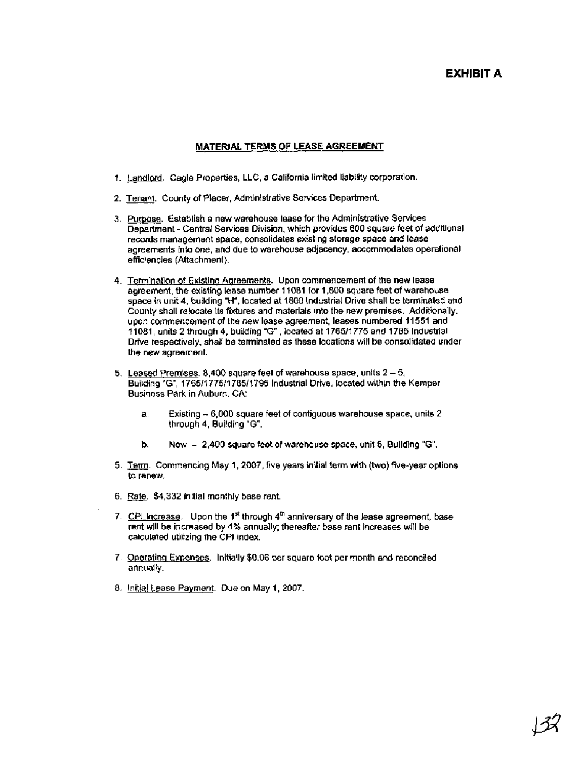# EXHIBIT A

## MATERIAL TERMS OF LEASE AGREEMENT

1. Landlord. Cagle Properties, LLC, a California limited liability corporation.

2. Tenant. County of Placer, Administrative Services Department.

3. Purpose. Establish a new warehouse lease for the Administrative Services Department - Central Services Division, which provides 600 square feet of additional records management space, consolidates existing storage space and lease agreements into one, and due to warehouse adjacency, accommodates operational efficiencies (Attachment).

4. Termination of Existing Agreements. Upon commencement of the new lease agreement, the existing lease number 11081 for 1,800 square feet of warehouse space in unit 4, building "H", located at 1800 Industrial Drive shall be terminated and County shall relocate its fixtures and materials into the new premises. Additionally, upon commencement of the new lease agreement, leases numbered 11551 and 11081, units 2 through 4, building "G", located at 1765/1775 and 1785 Industrial Drive respectively, shall be terminated as these locations will be consolidated under the new agreement.

5. Leased Premises. 8,400 square feet of warehouse space, units 2 – 5, Building "G", 1765/1775/1785/1795 Industrial Drive, located within the Kemper Business Park in Auburn, CA:

   a. Existing – 6,000 square feet of contiguous warehouse space, units 2 through 4, Building "G".

   b. New – 2,400 square feet of warehouse space, unit 5, Building "G".

5. Term. Commencing May 1, 2007, five years initial term with (two) five-year options to renew.

6. Rate. $4,332 initial monthly base rent.

7. CPI Increase. Upon the 1st through 4th anniversary of the lease agreement, base rent will be increased by 4% annually; thereafter base rent increases will be calculated utilizing the CPI index.

7. Operating Expenses. Initially $0.06 per square foot per month and reconciled annually.

8. Initial Lease Payment. Due on May 1, 2007.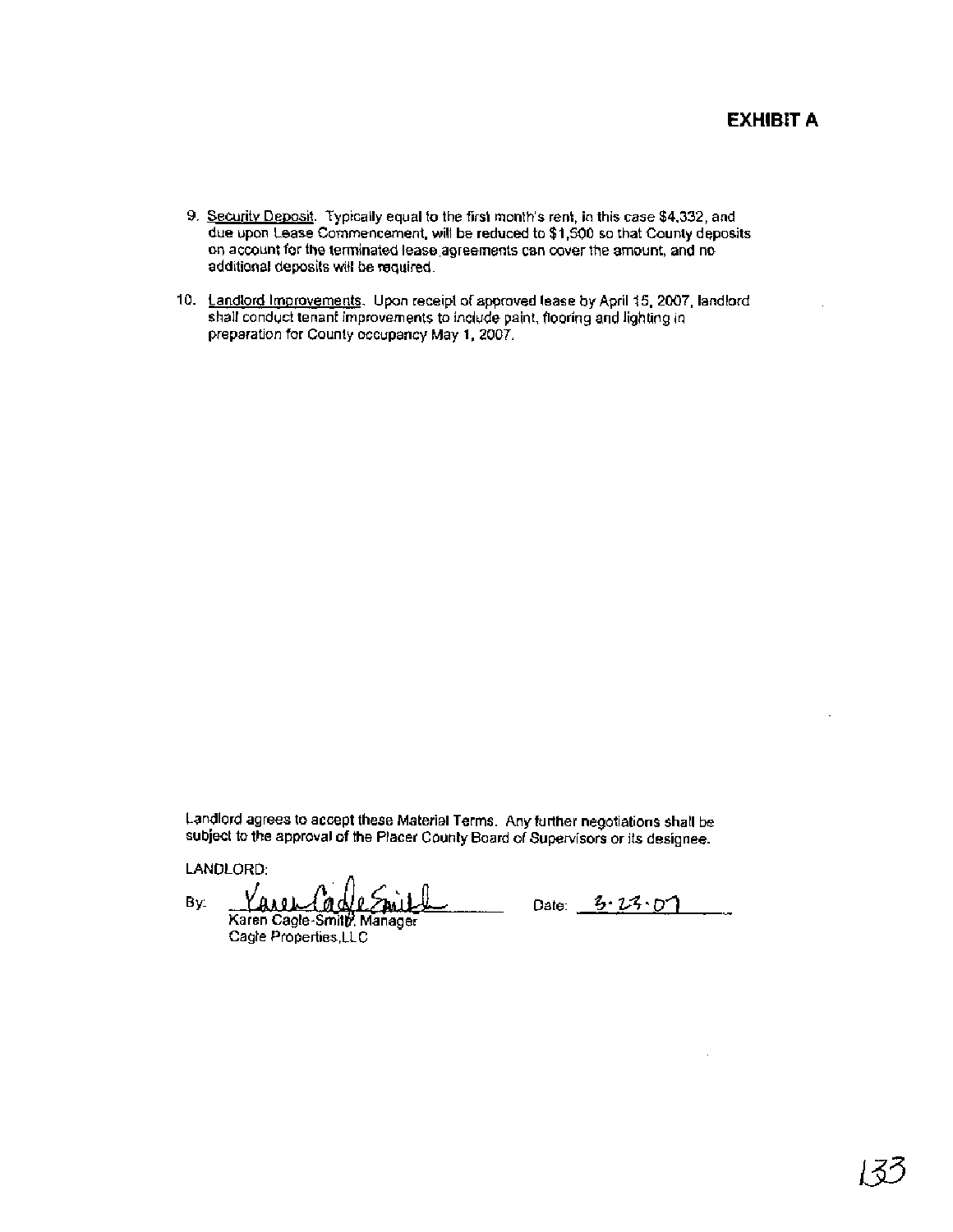# EXHIBIT A

9. Security Deposit. Typically equal to the first month's rent, in this case $4,332, and due upon Lease Commencement, will be reduced to $1,500 so that County deposits on account for the terminated lease agreements can cover the amount, and no additional deposits will be required.

10. Landlord Improvements. Upon receipt of approved lease by April 15, 2007, landlord shall conduct tenant improvements to include paint, flooring and lighting in preparation for County occupancy May 1, 2007.

Landlord agrees to accept these Material Terms. Any further negotiations shall be subject to the approval of the Placer County Board of Supervisors or its designee.

LANDLORD:

By: Karen Cagle-Smith &nbsp;&nbsp;&nbsp;&nbsp;&nbsp;&nbsp;&nbsp;&nbsp; Date: 3·23·07
Karen Cagle-Smith, Manager
Cagle Properties, LLC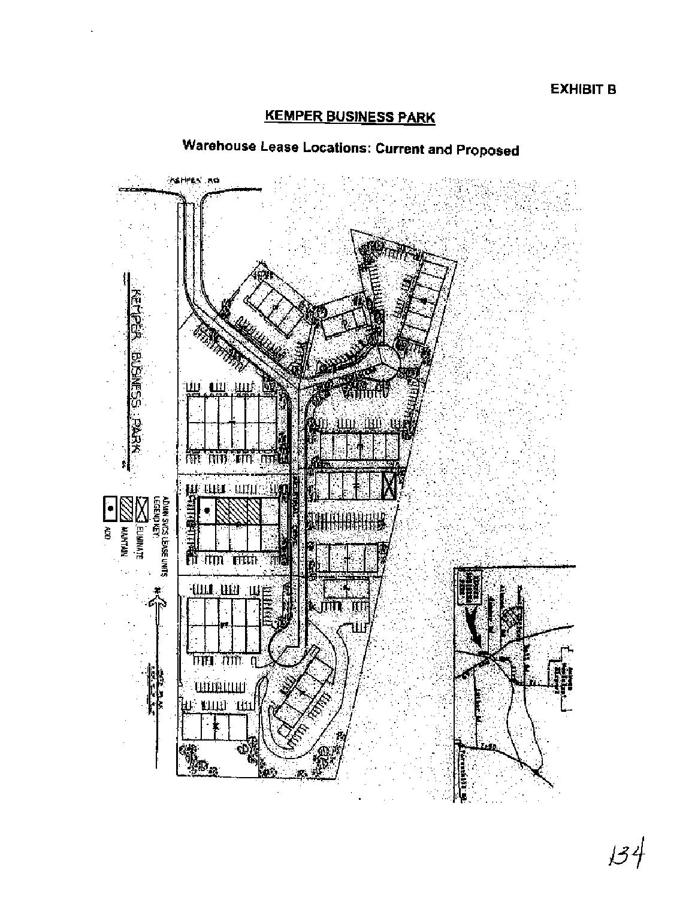**EXHIBIT B**

## KEMPER BUSINESS PARK

### Warehouse Lease Locations: Current and Proposed

KEMPER RD

KEMPER BUSINESS PARK

ADMIN SVCS LEASE UNITS
LEGEND KEY:

- ELIMINATE
- MAINTAIN
- ADD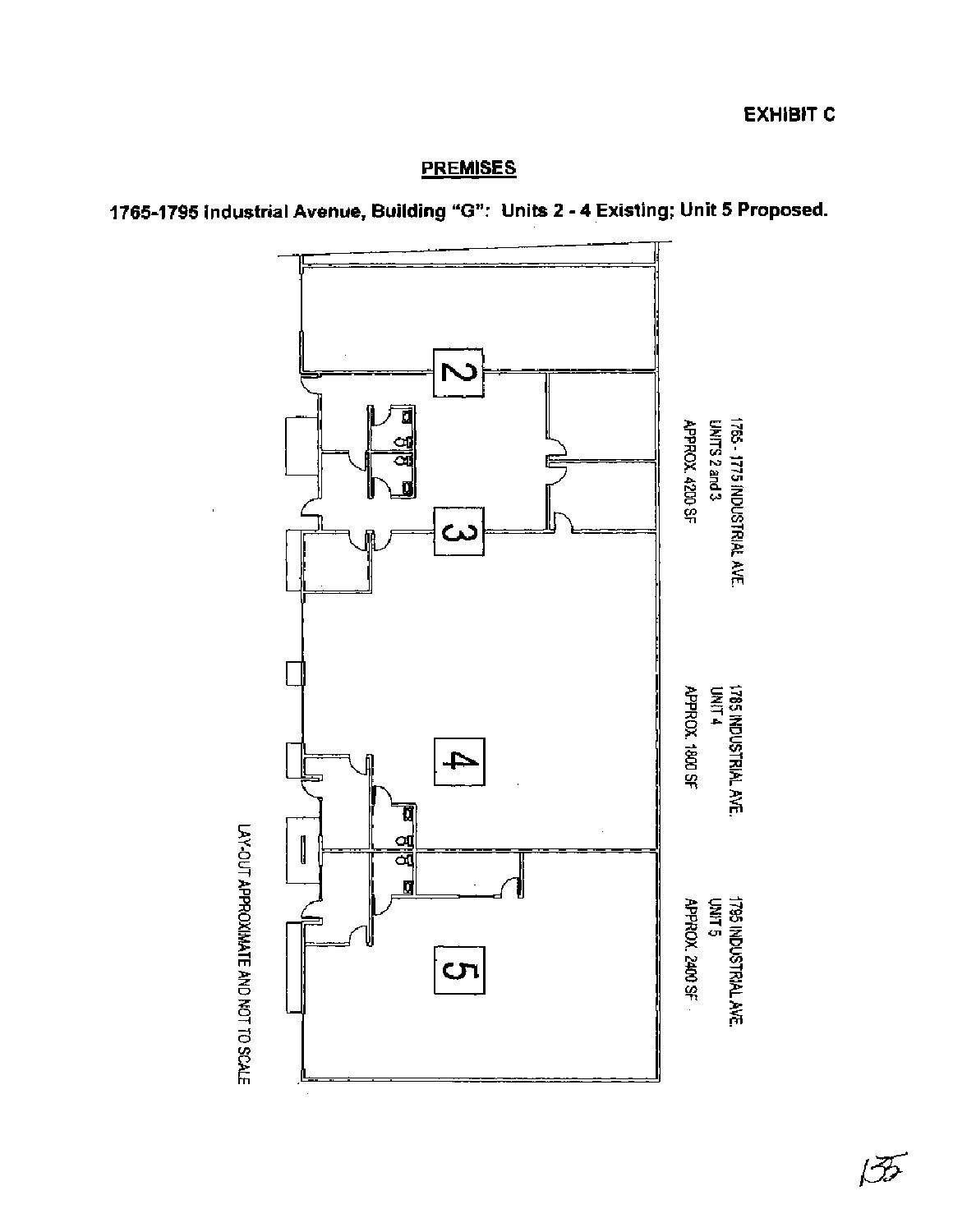**EXHIBIT C**

**PREMISES**

**1765-1795 Industrial Avenue, Building "G": Units 2 - 4 Existing; Unit 5 Proposed.**

2

3

4

5

1765 - 1775 INDUSTRIAL AVE.
UNITS 2 and 3
APPROX. 4200 SF

1785 INDUSTRIAL AVE.
UNIT 4
APPROX. 1800 SF

1795 INDUSTRIAL AVE.
UNIT 5
APPROX. 2400 SF

LAY-OUT APPROXIMATE AND NOT TO SCALE